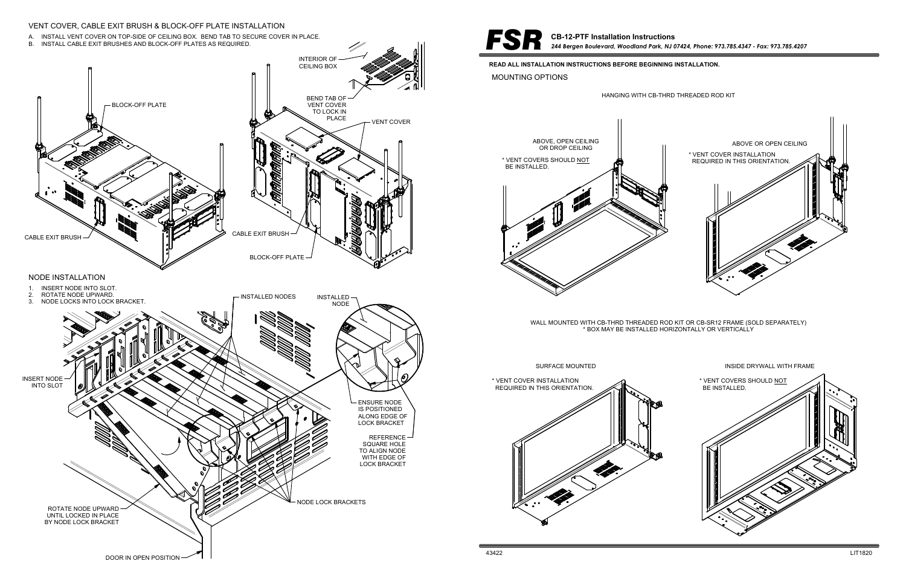# FSR

**CB-12-PTF Installation Instructions**

*244 Bergen Boulevard, Woodland Park, NJ 07424, Phone: 973.785.4347 - Fax: 973.785.4207*

**READ ALL INSTALLATION INSTRUCTIONS BEFORE BEGINNING INSTALLATION.**

## MOUNTING OPTIONS

HANGING WITH CB-THRD THREADED ROD KIT

ABOVE, OPEN CEILING OR DROP CEILING

* VENT COVERS SHOULD NOT BE INSTALLED.

ABOVE OR OPEN CEILING

* VENT COVER INSTALLATION REQUIRED IN THIS ORIENTATION.

WALL MOUNTED WITH CB-THRD THREADED ROD KIT OR CB-SR12 FRAME (SOLD SEPARATELY)
* BOX MAY BE INSTALLED HORIZONTALLY OR VERTICALLY

SURFACE MOUNTED

* VENT COVER INSTALLATION REQUIRED IN THIS ORIENTATION.

INSIDE DRYWALL WITH FRAME

* VENT COVERS SHOULD NOT BE INSTALLED.

## VENT COVER, CABLE EXIT BRUSH & BLOCK-OFF PLATE INSTALLATION

A. INSTALL VENT COVER ON TOP-SIDE OF CEILING BOX. BEND TAB TO SECURE COVER IN PLACE.
B. INSTALL CABLE EXIT BRUSHES AND BLOCK-OFF PLATES AS REQUIRED.

BLOCK-OFF PLATE

CABLE EXIT BRUSH

INTERIOR OF CEILING BOX

BEND TAB OF VENT COVER TO LOCK IN PLACE

VENT COVER

CABLE EXIT BRUSH

BLOCK-OFF PLATE

## NODE INSTALLATION

1. INSERT NODE INTO SLOT.
2. ROTATE NODE UPWARD.
3. NODE LOCKS INTO LOCK BRACKET.

INSTALLED NODES

INSTALLED NODE

INSERT NODE INTO SLOT

ENSURE NODE IS POSITIONED ALONG EDGE OF LOCK BRACKET

REFERENCE SQUARE HOLE TO ALIGN NODE WITH EDGE OF LOCK BRACKET

NODE LOCK BRACKETS

ROTATE NODE UPWARD UNTIL LOCKED IN PLACE BY NODE LOCK BRACKET

DOOR IN OPEN POSITION

43422

LIT1820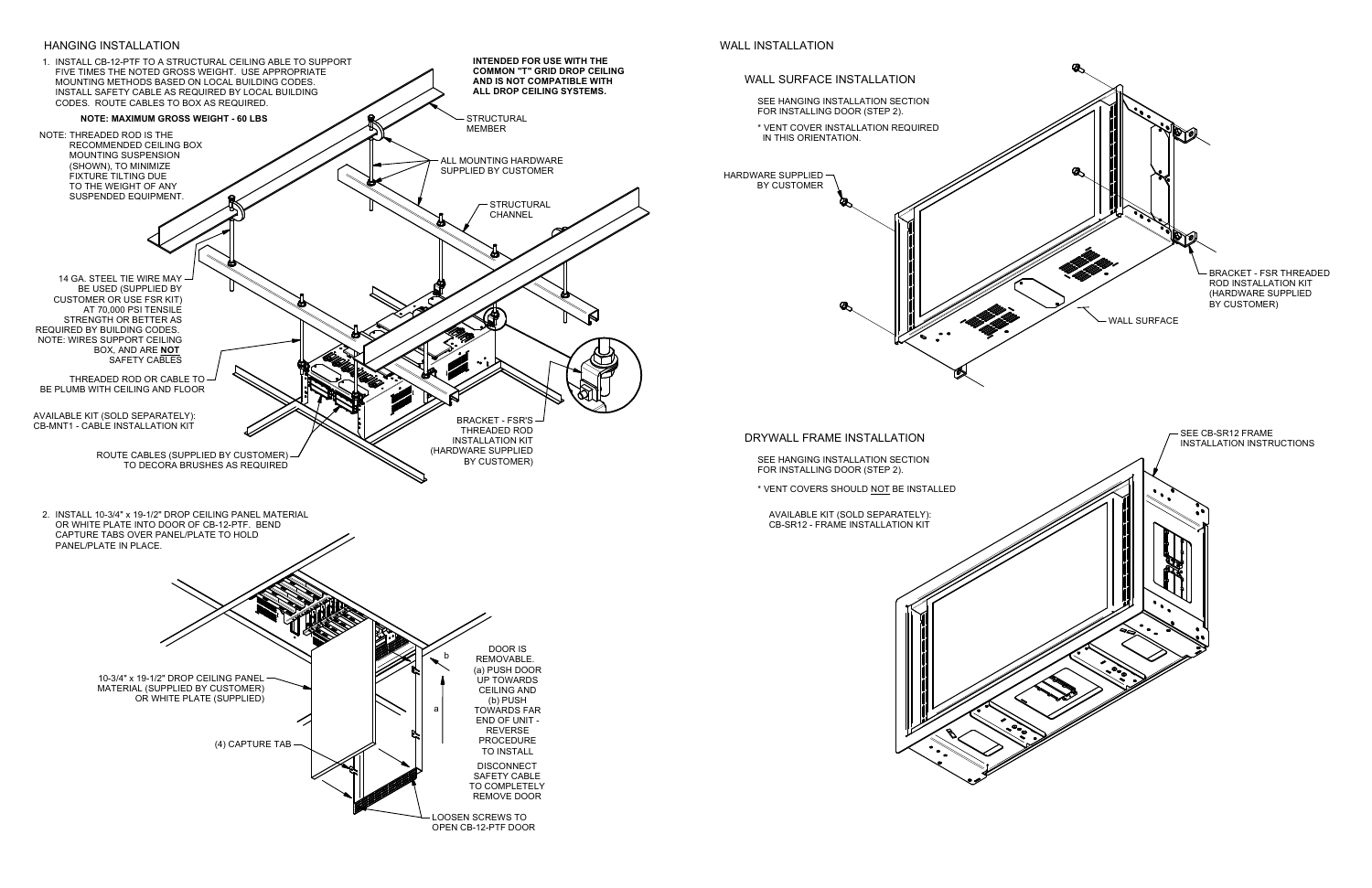## HANGING INSTALLATION

1. INSTALL CB-12-PTF TO A STRUCTURAL CEILING ABLE TO SUPPORT FIVE TIMES THE NOTED GROSS WEIGHT. USE APPROPRIATE MOUNTING METHODS BASED ON LOCAL BUILDING CODES. INSTALL SAFETY CABLE AS REQUIRED BY LOCAL BUILDING CODES. ROUTE CABLES TO BOX AS REQUIRED.

**NOTE: MAXIMUM GROSS WEIGHT - 60 LBS**

**INTENDED FOR USE WITH THE COMMON "T" GRID DROP CEILING AND IS NOT COMPATIBLE WITH ALL DROP CEILING SYSTEMS.**

NOTE: THREADED ROD IS THE RECOMMENDED CEILING BOX MOUNTING SUSPENSION (SHOWN), TO MINIMIZE FIXTURE TILTING DUE TO THE WEIGHT OF ANY SUSPENDED EQUIPMENT.

STRUCTURAL MEMBER

ALL MOUNTING HARDWARE SUPPLIED BY CUSTOMER

STRUCTURAL CHANNEL

14 GA. STEEL TIE WIRE MAY BE USED (SUPPLIED BY CUSTOMER OR USE FSR KIT) AT 70,000 PSI TENSILE STRENGTH OR BETTER AS REQUIRED BY BUILDING CODES. NOTE: WIRES SUPPORT CEILING BOX, AND ARE **NOT** SAFETY CABLES

THREADED ROD OR CABLE TO BE PLUMB WITH CEILING AND FLOOR

AVAILABLE KIT (SOLD SEPARATELY): CB-MNT1 - CABLE INSTALLATION KIT

ROUTE CABLES (SUPPLIED BY CUSTOMER) TO DECORA BRUSHES AS REQUIRED

BRACKET - FSR'S THREADED ROD INSTALLATION KIT (HARDWARE SUPPLIED BY CUSTOMER)

2. INSTALL 10-3/4" x 19-1/2" DROP CEILING PANEL MATERIAL OR WHITE PLATE INTO DOOR OF CB-12-PTF. BEND CAPTURE TABS OVER PANEL/PLATE TO HOLD PANEL/PLATE IN PLACE.

10-3/4" x 19-1/2" DROP CEILING PANEL MATERIAL (SUPPLIED BY CUSTOMER) OR WHITE PLATE (SUPPLIED)

(4) CAPTURE TAB

DOOR IS REMOVABLE. (a) PUSH DOOR UP TOWARDS CEILING AND (b) PUSH TOWARDS FAR END OF UNIT - REVERSE PROCEDURE TO INSTALL

DISCONNECT SAFETY CABLE TO COMPLETELY REMOVE DOOR

LOOSEN SCREWS TO OPEN CB-12-PTF DOOR

a

b

## WALL INSTALLATION

### WALL SURFACE INSTALLATION

SEE HANGING INSTALLATION SECTION FOR INSTALLING DOOR (STEP 2).

* VENT COVER INSTALLATION REQUIRED IN THIS ORIENTATION.

HARDWARE SUPPLIED BY CUSTOMER

BRACKET - FSR THREADED ROD INSTALLATION KIT (HARDWARE SUPPLIED BY CUSTOMER)

WALL SURFACE

### DRYWALL FRAME INSTALLATION

SEE HANGING INSTALLATION SECTION FOR INSTALLING DOOR (STEP 2).

* VENT COVERS SHOULD NOT BE INSTALLED

AVAILABLE KIT (SOLD SEPARATELY): CB-SR12 - FRAME INSTALLATION KIT

SEE CB-SR12 FRAME INSTALLATION INSTRUCTIONS